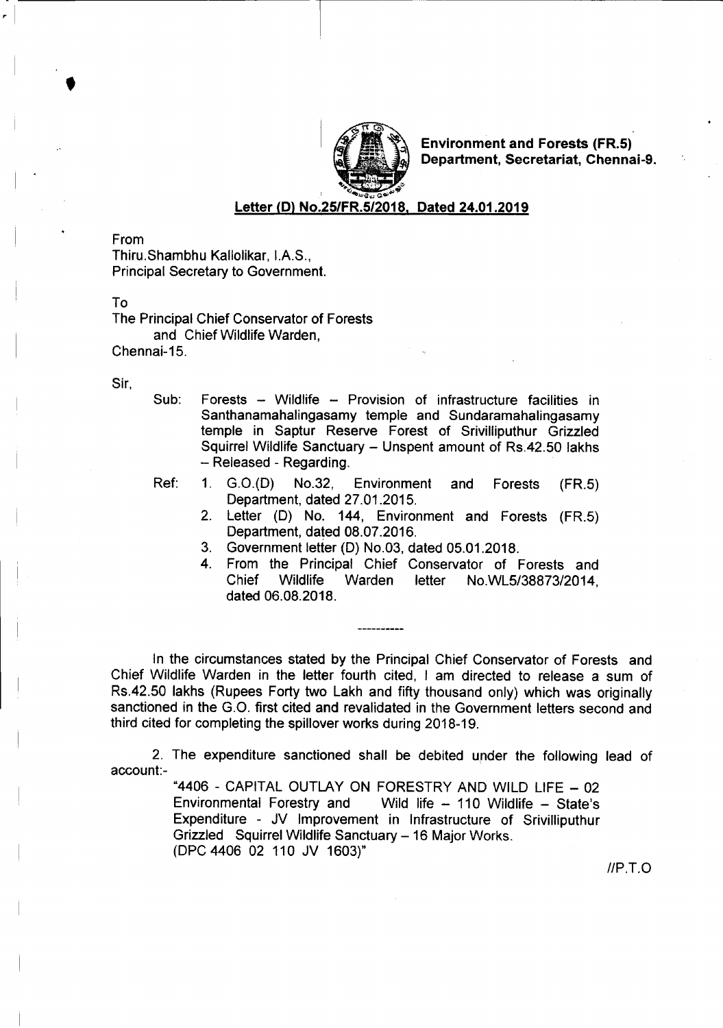**Environment and Forests (FR.5) Department, Secretariat, Chennai-9.**

**Letter (D) No.25/FR.5/2018, Dated 24.01.2019**

From
Thiru.Shambhu Kallolikar, I.A.S.,
Principal Secretary to Government.

To
The Principal Chief Conservator of Forests
and Chief Wildlife Warden,
Chennai-15.

Sir,

Sub: Forests – Wildlife – Provision of infrastructure facilities in Santhanamahalingasamy temple and Sundaramahalingasamy temple in Saptur Reserve Forest of Srivilliputhur Grizzled Squirrel Wildlife Sanctuary – Unspent amount of Rs.42.50 lakhs – Released - Regarding.

Ref:
1. G.O.(D) No.32, Environment and Forests (FR.5) Department, dated 27.01.2015.
2. Letter (D) No. 144, Environment and Forests (FR.5) Department, dated 08.07.2016.
3. Government letter (D) No.03, dated 05.01.2018.
4. From the Principal Chief Conservator of Forests and Chief Wildlife Warden letter No.WL5/38873/2014, dated 06.08.2018.

----------

In the circumstances stated by the Principal Chief Conservator of Forests and Chief Wildlife Warden in the letter fourth cited, I am directed to release a sum of Rs.42.50 lakhs (Rupees Forty two Lakh and fifty thousand only) which was originally sanctioned in the G.O. first cited and revalidated in the Government letters second and third cited for completing the spillover works during 2018-19.

2. The expenditure sanctioned shall be debited under the following lead of account:-

"4406 - CAPITAL OUTLAY ON FORESTRY AND WILD LIFE – 02 Environmental Forestry and Wild life – 110 Wildlife – State's Expenditure - JV Improvement in Infrastructure of Srivilliputhur Grizzled Squirrel Wildlife Sanctuary – 16 Major Works.
(DPC 4406 02 110 JV 1603)"

//P.T.O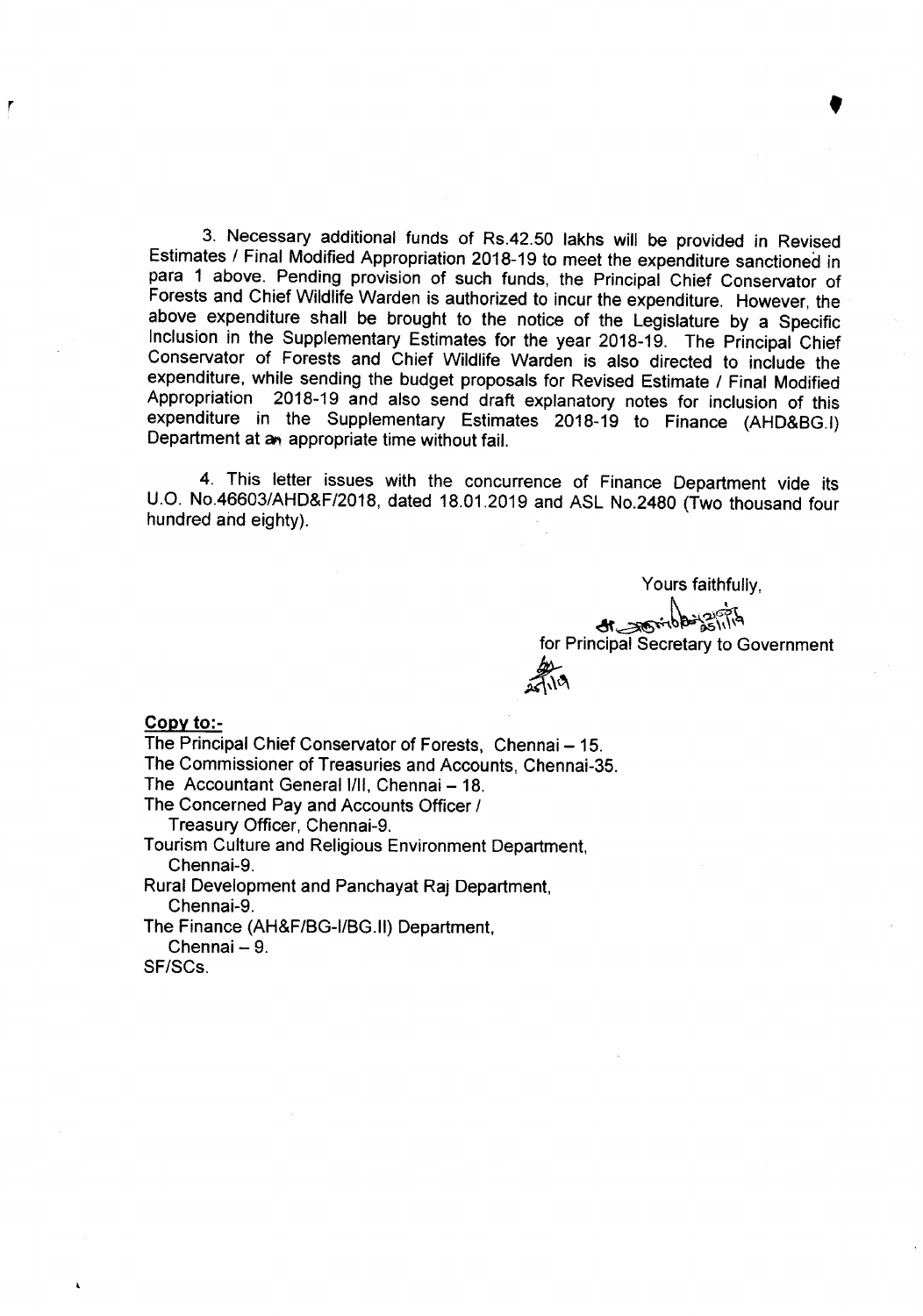3. Necessary additional funds of Rs.42.50 lakhs will be provided in Revised Estimates / Final Modified Appropriation 2018-19 to meet the expenditure sanctioned in para 1 above. Pending provision of such funds, the Principal Chief Conservator of Forests and Chief Wildlife Warden is authorized to incur the expenditure. However, the above expenditure shall be brought to the notice of the Legislature by a Specific Inclusion in the Supplementary Estimates for the year 2018-19. The Principal Chief Conservator of Forests and Chief Wildlife Warden is also directed to include the expenditure, while sending the budget proposals for Revised Estimate / Final Modified Appropriation 2018-19 and also send draft explanatory notes for inclusion of this expenditure in the Supplementary Estimates 2018-19 to Finance (AHD&BG.I) Department at an appropriate time without fail.

4. This letter issues with the concurrence of Finance Department vide its U.O. No.46603/AHD&F/2018, dated 18.01.2019 and ASL No.2480 (Two thousand four hundred and eighty).

Yours faithfully,

for Principal Secretary to Government

**Copy to:-**

The Principal Chief Conservator of Forests, Chennai – 15.
The Commissioner of Treasuries and Accounts, Chennai-35.
The Accountant General I/II, Chennai – 18.
The Concerned Pay and Accounts Officer / Treasury Officer, Chennai-9.
Tourism Culture and Religious Environment Department, Chennai-9.
Rural Development and Panchayat Raj Department, Chennai-9.
The Finance (AH&F/BG-I/BG.II) Department, Chennai – 9.
SF/SCs.